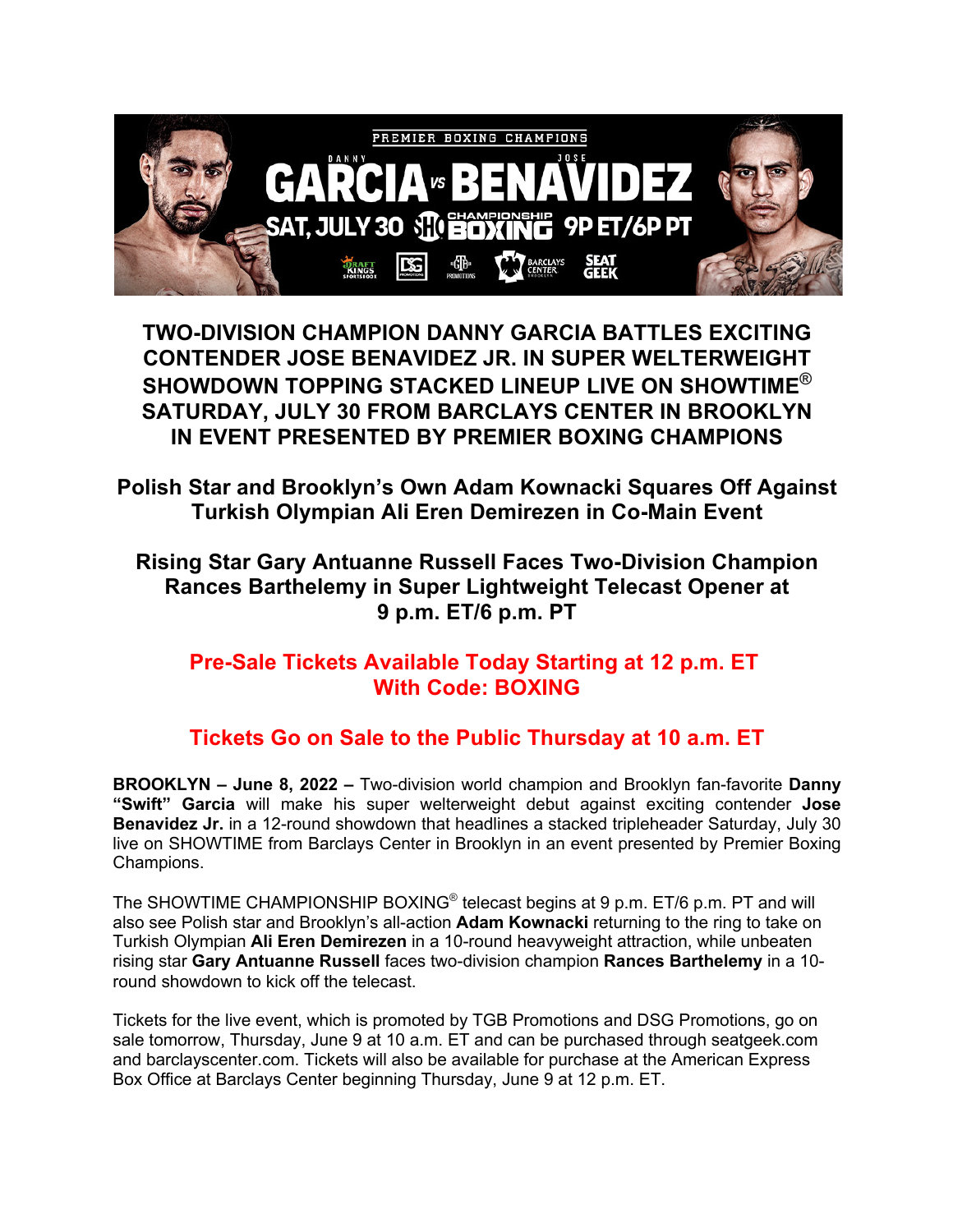# TWO-DIVISION CHAMPION DANNY GARCIA BATTLES EXCITING CONTENDER JOSE BENAVIDEZ JR. IN SUPER WELTERWEIGHT SHOWDOWN TOPPING STACKED LINEUP LIVE ON SHOWTIME® SATURDAY, JULY 30 FROM BARCLAYS CENTER IN BROOKLYN IN EVENT PRESENTED BY PREMIER BOXING CHAMPIONS

## Polish Star and Brooklyn's Own Adam Kownacki Squares Off Against Turkish Olympian Ali Eren Demirezen in Co-Main Event

## Rising Star Gary Antuanne Russell Faces Two-Division Champion Rances Barthelemy in Super Lightweight Telecast Opener at 9 p.m. ET/6 p.m. PT

## Pre-Sale Tickets Available Today Starting at 12 p.m. ET With Code: BOXING

## Tickets Go on Sale to the Public Thursday at 10 a.m. ET

**BROOKLYN – June 8, 2022 –** Two-division world champion and Brooklyn fan-favorite **Danny "Swift" Garcia** will make his super welterweight debut against exciting contender **Jose Benavidez Jr.** in a 12-round showdown that headlines a stacked tripleheader Saturday, July 30 live on SHOWTIME from Barclays Center in Brooklyn in an event presented by Premier Boxing Champions.

The SHOWTIME CHAMPIONSHIP BOXING® telecast begins at 9 p.m. ET/6 p.m. PT and will also see Polish star and Brooklyn's all-action **Adam Kownacki** returning to the ring to take on Turkish Olympian **Ali Eren Demirezen** in a 10-round heavyweight attraction, while unbeaten rising star **Gary Antuanne Russell** faces two-division champion **Rances Barthelemy** in a 10-round showdown to kick off the telecast.

Tickets for the live event, which is promoted by TGB Promotions and DSG Promotions, go on sale tomorrow, Thursday, June 9 at 10 a.m. ET and can be purchased through seatgeek.com and barclayscenter.com. Tickets will also be available for purchase at the American Express Box Office at Barclays Center beginning Thursday, June 9 at 12 p.m. ET.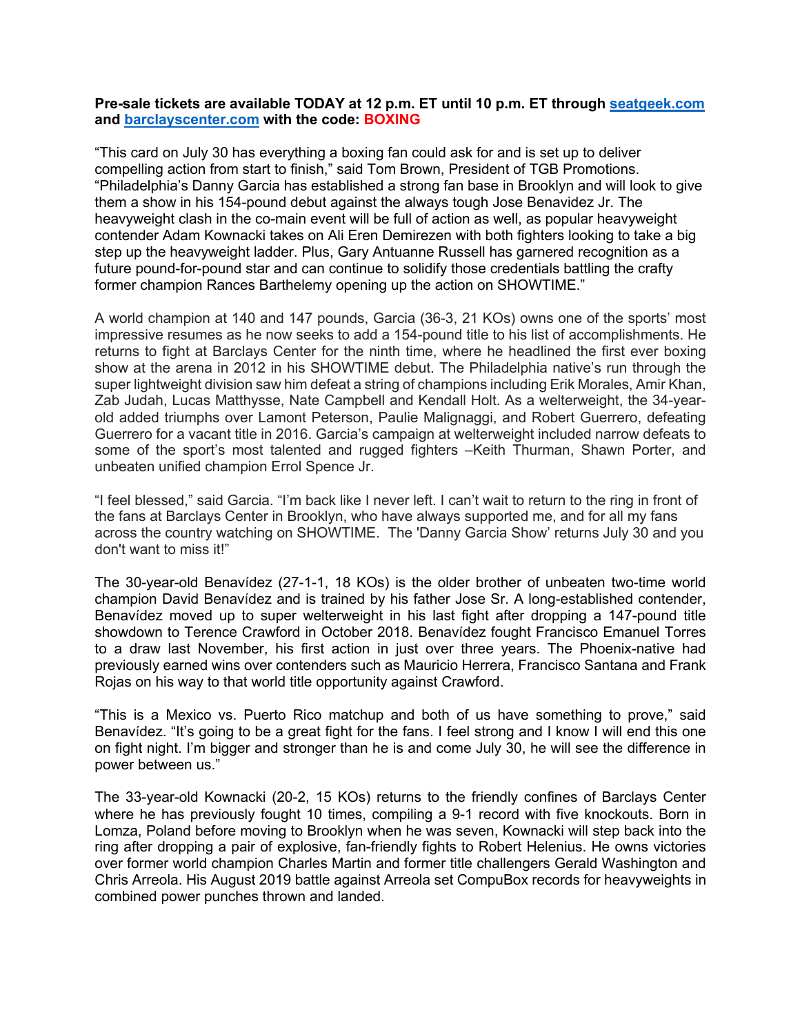**Pre-sale tickets are available TODAY at 12 p.m. ET until 10 p.m. ET through [seatgeek.com](seatgeek.com) and [barclayscenter.com](barclayscenter.com) with the code: BOXING**

"This card on July 30 has everything a boxing fan could ask for and is set up to deliver compelling action from start to finish," said Tom Brown, President of TGB Promotions. "Philadelphia's Danny Garcia has established a strong fan base in Brooklyn and will look to give them a show in his 154-pound debut against the always tough Jose Benavidez Jr. The heavyweight clash in the co-main event will be full of action as well, as popular heavyweight contender Adam Kownacki takes on Ali Eren Demirezen with both fighters looking to take a big step up the heavyweight ladder. Plus, Gary Antuanne Russell has garnered recognition as a future pound-for-pound star and can continue to solidify those credentials battling the crafty former champion Rances Barthelemy opening up the action on SHOWTIME."

A world champion at 140 and 147 pounds, Garcia (36-3, 21 KOs) owns one of the sports' most impressive resumes as he now seeks to add a 154-pound title to his list of accomplishments. He returns to fight at Barclays Center for the ninth time, where he headlined the first ever boxing show at the arena in 2012 in his SHOWTIME debut. The Philadelphia native's run through the super lightweight division saw him defeat a string of champions including Erik Morales, Amir Khan, Zab Judah, Lucas Matthysse, Nate Campbell and Kendall Holt. As a welterweight, the 34-year-old added triumphs over Lamont Peterson, Paulie Malignaggi, and Robert Guerrero, defeating Guerrero for a vacant title in 2016. Garcia's campaign at welterweight included narrow defeats to some of the sport's most talented and rugged fighters –Keith Thurman, Shawn Porter, and unbeaten unified champion Errol Spence Jr.

"I feel blessed," said Garcia. "I'm back like I never left. I can't wait to return to the ring in front of the fans at Barclays Center in Brooklyn, who have always supported me, and for all my fans across the country watching on SHOWTIME. The 'Danny Garcia Show' returns July 30 and you don't want to miss it!"

The 30-year-old Benavídez (27-1-1, 18 KOs) is the older brother of unbeaten two-time world champion David Benavídez and is trained by his father Jose Sr. A long-established contender, Benavídez moved up to super welterweight in his last fight after dropping a 147-pound title showdown to Terence Crawford in October 2018. Benavídez fought Francisco Emanuel Torres to a draw last November, his first action in just over three years. The Phoenix-native had previously earned wins over contenders such as Mauricio Herrera, Francisco Santana and Frank Rojas on his way to that world title opportunity against Crawford.

"This is a Mexico vs. Puerto Rico matchup and both of us have something to prove," said Benavídez. "It's going to be a great fight for the fans. I feel strong and I know I will end this one on fight night. I'm bigger and stronger than he is and come July 30, he will see the difference in power between us."

The 33-year-old Kownacki (20-2, 15 KOs) returns to the friendly confines of Barclays Center where he has previously fought 10 times, compiling a 9-1 record with five knockouts. Born in Lomza, Poland before moving to Brooklyn when he was seven, Kownacki will step back into the ring after dropping a pair of explosive, fan-friendly fights to Robert Helenius. He owns victories over former world champion Charles Martin and former title challengers Gerald Washington and Chris Arreola. His August 2019 battle against Arreola set CompuBox records for heavyweights in combined power punches thrown and landed.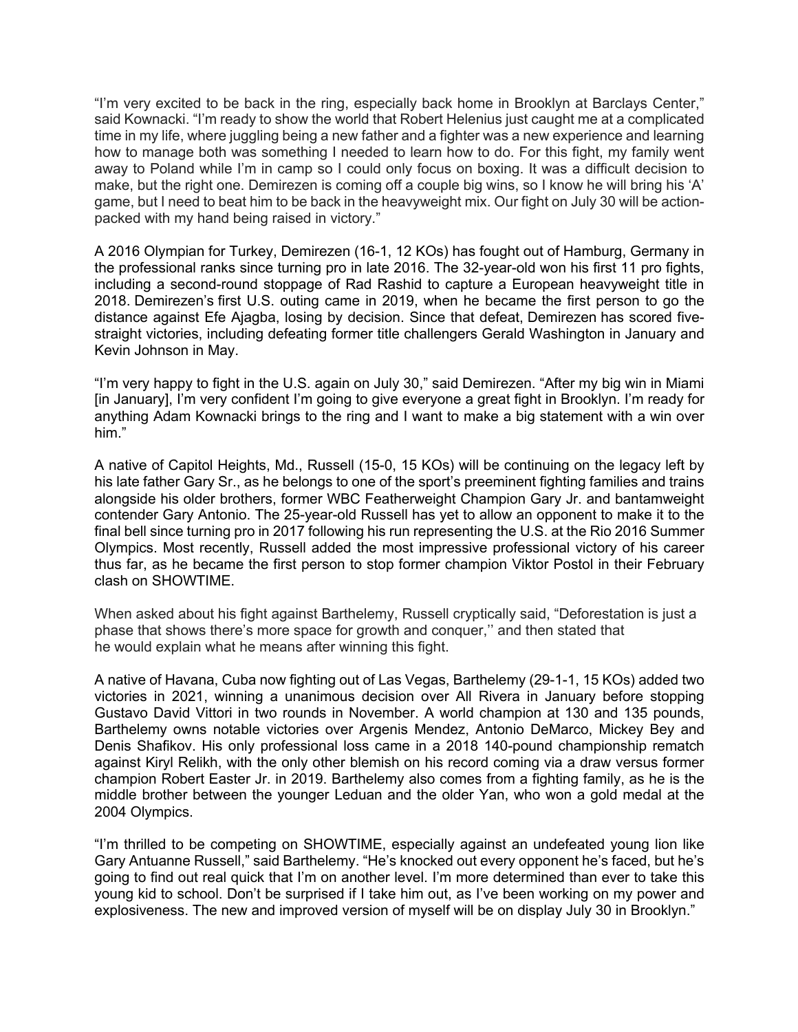"I'm very excited to be back in the ring, especially back home in Brooklyn at Barclays Center," said Kownacki. "I'm ready to show the world that Robert Helenius just caught me at a complicated time in my life, where juggling being a new father and a fighter was a new experience and learning how to manage both was something I needed to learn how to do. For this fight, my family went away to Poland while I'm in camp so I could only focus on boxing. It was a difficult decision to make, but the right one. Demirezen is coming off a couple big wins, so I know he will bring his 'A' game, but I need to beat him to be back in the heavyweight mix. Our fight on July 30 will be action-packed with my hand being raised in victory."

A 2016 Olympian for Turkey, Demirezen (16-1, 12 KOs) has fought out of Hamburg, Germany in the professional ranks since turning pro in late 2016. The 32-year-old won his first 11 pro fights, including a second-round stoppage of Rad Rashid to capture a European heavyweight title in 2018. Demirezen's first U.S. outing came in 2019, when he became the first person to go the distance against Efe Ajagba, losing by decision. Since that defeat, Demirezen has scored five-straight victories, including defeating former title challengers Gerald Washington in January and Kevin Johnson in May.

"I'm very happy to fight in the U.S. again on July 30," said Demirezen. "After my big win in Miami [in January], I'm very confident I'm going to give everyone a great fight in Brooklyn. I'm ready for anything Adam Kownacki brings to the ring and I want to make a big statement with a win over him."

A native of Capitol Heights, Md., Russell (15-0, 15 KOs) will be continuing on the legacy left by his late father Gary Sr., as he belongs to one of the sport's preeminent fighting families and trains alongside his older brothers, former WBC Featherweight Champion Gary Jr. and bantamweight contender Gary Antonio. The 25-year-old Russell has yet to allow an opponent to make it to the final bell since turning pro in 2017 following his run representing the U.S. at the Rio 2016 Summer Olympics. Most recently, Russell added the most impressive professional victory of his career thus far, as he became the first person to stop former champion Viktor Postol in their February clash on SHOWTIME.

When asked about his fight against Barthelemy, Russell cryptically said, "Deforestation is just a phase that shows there's more space for growth and conquer,'' and then stated that he would explain what he means after winning this fight.

A native of Havana, Cuba now fighting out of Las Vegas, Barthelemy (29-1-1, 15 KOs) added two victories in 2021, winning a unanimous decision over All Rivera in January before stopping Gustavo David Vittori in two rounds in November. A world champion at 130 and 135 pounds, Barthelemy owns notable victories over Argenis Mendez, Antonio DeMarco, Mickey Bey and Denis Shafikov. His only professional loss came in a 2018 140-pound championship rematch against Kiryl Relikh, with the only other blemish on his record coming via a draw versus former champion Robert Easter Jr. in 2019. Barthelemy also comes from a fighting family, as he is the middle brother between the younger Leduan and the older Yan, who won a gold medal at the 2004 Olympics.

"I'm thrilled to be competing on SHOWTIME, especially against an undefeated young lion like Gary Antuanne Russell," said Barthelemy. "He's knocked out every opponent he's faced, but he's going to find out real quick that I'm on another level. I'm more determined than ever to take this young kid to school. Don't be surprised if I take him out, as I've been working on my power and explosiveness. The new and improved version of myself will be on display July 30 in Brooklyn."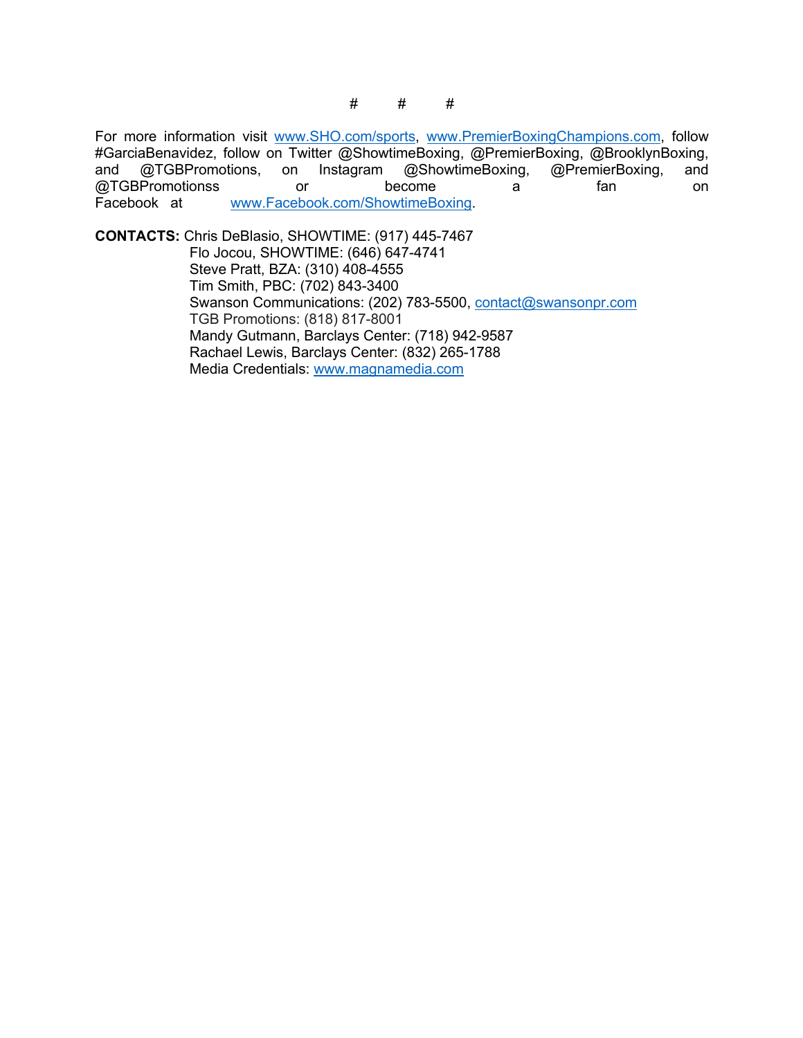#      #      #

For more information visit www.SHO.com/sports, www.PremierBoxingChampions.com, follow #GarciaBenavidez, follow on Twitter @ShowtimeBoxing, @PremierBoxing, @BrooklynBoxing, and @TGBPromotions, on Instagram @ShowtimeBoxing, @PremierBoxing, and @TGBPromotionss or become a fan on Facebook at www.Facebook.com/ShowtimeBoxing.

**CONTACTS:** Chris DeBlasio, SHOWTIME: (917) 445-7467
Flo Jocou, SHOWTIME: (646) 647-4741
Steve Pratt, BZA: (310) 408-4555
Tim Smith, PBC: (702) 843-3400
Swanson Communications: (202) 783-5500, contact@swansonpr.com
TGB Promotions: (818) 817-8001
Mandy Gutmann, Barclays Center: (718) 942-9587
Rachael Lewis, Barclays Center: (832) 265-1788
Media Credentials: www.magnamedia.com